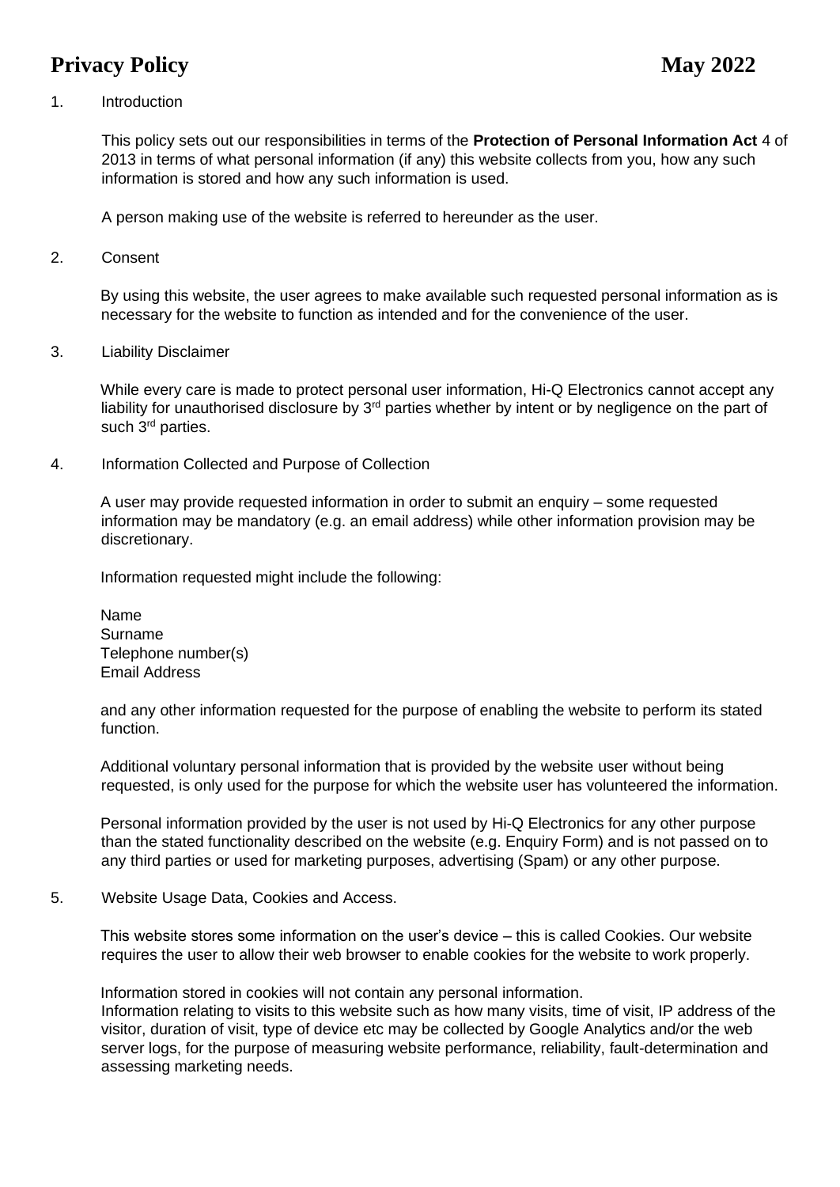# Privacy Policy May 2022

1. Introduction

   This policy sets out our responsibilities in terms of the **Protection of Personal Information Act** 4 of 2013 in terms of what personal information (if any) this website collects from you, how any such information is stored and how any such information is used.

   A person making use of the website is referred to hereunder as the user.

2. Consent

   By using this website, the user agrees to make available such requested personal information as is necessary for the website to function as intended and for the convenience of the user.

3. Liability Disclaimer

   While every care is made to protect personal user information, Hi-Q Electronics cannot accept any liability for unauthorised disclosure by 3rd parties whether by intent or by negligence on the part of such 3rd parties.

4. Information Collected and Purpose of Collection

   A user may provide requested information in order to submit an enquiry – some requested information may be mandatory (e.g. an email address) while other information provision may be discretionary.

   Information requested might include the following:

   Name
   Surname
   Telephone number(s)
   Email Address

   and any other information requested for the purpose of enabling the website to perform its stated function.

   Additional voluntary personal information that is provided by the website user without being requested, is only used for the purpose for which the website user has volunteered the information.

   Personal information provided by the user is not used by Hi-Q Electronics for any other purpose than the stated functionality described on the website (e.g. Enquiry Form) and is not passed on to any third parties or used for marketing purposes, advertising (Spam) or any other purpose.

5. Website Usage Data, Cookies and Access.

   This website stores some information on the user's device – this is called Cookies. Our website requires the user to allow their web browser to enable cookies for the website to work properly.

   Information stored in cookies will not contain any personal information.
   Information relating to visits to this website such as how many visits, time of visit, IP address of the visitor, duration of visit, type of device etc may be collected by Google Analytics and/or the web server logs, for the purpose of measuring website performance, reliability, fault-determination and assessing marketing needs.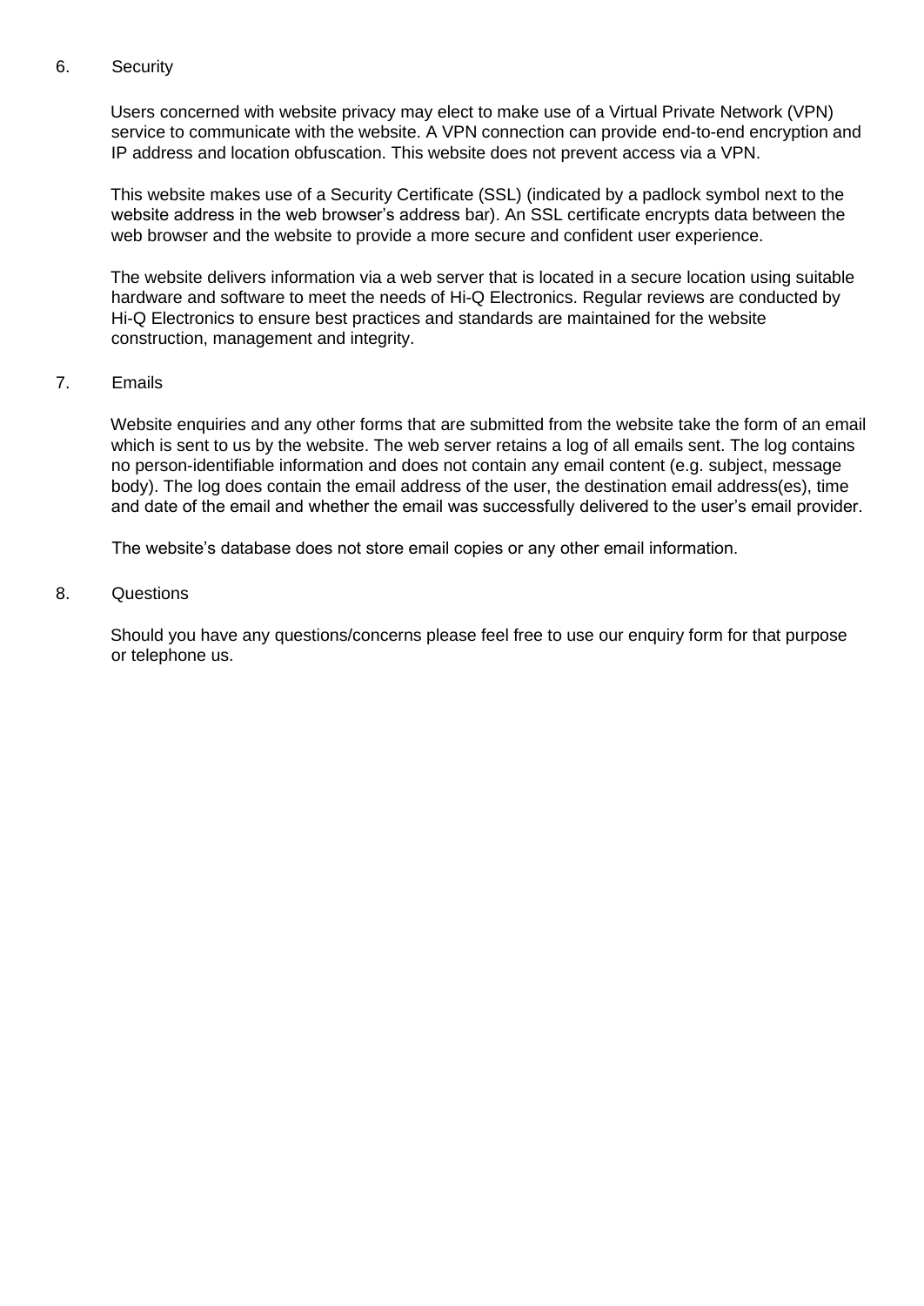## 6. Security

Users concerned with website privacy may elect to make use of a Virtual Private Network (VPN) service to communicate with the website. A VPN connection can provide end-to-end encryption and IP address and location obfuscation. This website does not prevent access via a VPN.

This website makes use of a Security Certificate (SSL) (indicated by a padlock symbol next to the website address in the web browser's address bar). An SSL certificate encrypts data between the web browser and the website to provide a more secure and confident user experience.

The website delivers information via a web server that is located in a secure location using suitable hardware and software to meet the needs of Hi-Q Electronics. Regular reviews are conducted by Hi-Q Electronics to ensure best practices and standards are maintained for the website construction, management and integrity.

## 7. Emails

Website enquiries and any other forms that are submitted from the website take the form of an email which is sent to us by the website. The web server retains a log of all emails sent. The log contains no person-identifiable information and does not contain any email content (e.g. subject, message body). The log does contain the email address of the user, the destination email address(es), time and date of the email and whether the email was successfully delivered to the user's email provider.

The website's database does not store email copies or any other email information.

## 8. Questions

Should you have any questions/concerns please feel free to use our enquiry form for that purpose or telephone us.